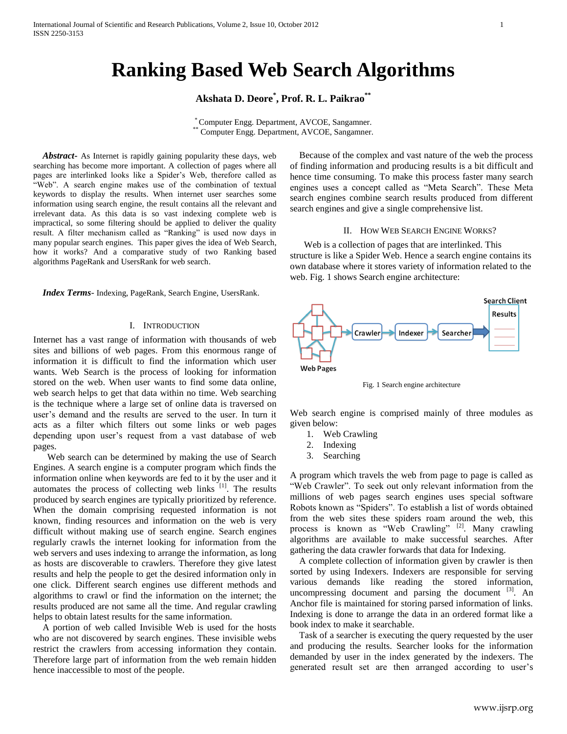# Ranking Based Web Search Algorithms

**Akshata D. Deore[*], Prof. R. L. Paikrao[**]**

[*] Computer Engg. Department, AVCOE, Sangamner.
[**] Computer Engg. Department, AVCOE, Sangamner.

***Abstract-*** As Internet is rapidly gaining popularity these days, web searching has become more important. A collection of pages where all pages are interlinked looks like a Spider's Web, therefore called as "Web". A search engine makes use of the combination of textual keywords to display the results. When internet user searches some information using search engine, the result contains all the relevant and irrelevant data. As this data is so vast indexing complete web is impractical, so some filtering should be applied to deliver the quality result. A filter mechanism called as "Ranking" is used now days in many popular search engines. This paper gives the idea of Web Search, how it works? And a comparative study of two Ranking based algorithms PageRank and UsersRank for web search.

***Index Terms*-** Indexing, PageRank, Search Engine, UsersRank.

## I. Introduction

Internet has a vast range of information with thousands of web sites and billions of web pages. From this enormous range of information it is difficult to find the information which user wants. Web Search is the process of looking for information stored on the web. When user wants to find some data online, web search helps to get that data within no time. Web searching is the technique where a large set of online data is traversed on user's demand and the results are served to the user. In turn it acts as a filter which filters out some links or web pages depending upon user's request from a vast database of web pages.

Web search can be determined by making the use of Search Engines. A search engine is a computer program which finds the information online when keywords are fed to it by the user and it automates the process of collecting web links [1]. The results produced by search engines are typically prioritized by reference. When the domain comprising requested information is not known, finding resources and information on the web is very difficult without making use of search engine. Search engines regularly crawls the internet looking for information from the web servers and uses indexing to arrange the information, as long as hosts are discoverable to crawlers. Therefore they give latest results and help the people to get the desired information only in one click. Different search engines use different methods and algorithms to crawl or find the information on the internet; the results produced are not same all the time. And regular crawling helps to obtain latest results for the same information.

A portion of web called Invisible Web is used for the hosts who are not discovered by search engines. These invisible webs restrict the crawlers from accessing information they contain. Therefore large part of information from the web remain hidden hence inaccessible to most of the people.

Because of the complex and vast nature of the web the process of finding information and producing results is a bit difficult and hence time consuming. To make this process faster many search engines uses a concept called as "Meta Search". These Meta search engines combine search results produced from different search engines and give a single comprehensive list.

## II. How Web Search Engine Works?

Web is a collection of pages that are interlinked. This structure is like a Spider Web. Hence a search engine contains its own database where it stores variety of information related to the web. Fig. 1 shows Search engine architecture:

Web Pages → Crawler → Indexer → Searcher → Search Client (Results)

Fig. 1 Search engine architecture

Web search engine is comprised mainly of three modules as given below:

1. Web Crawling
2. Indexing
3. Searching

A program which travels the web from page to page is called as "Web Crawler". To seek out only relevant information from the millions of web pages search engines uses special software Robots known as "Spiders". To establish a list of words obtained from the web sites these spiders roam around the web, this process is known as "Web Crawling" [2]. Many crawling algorithms are available to make successful searches. After gathering the data crawler forwards that data for Indexing.

A complete collection of information given by crawler is then sorted by using Indexers. Indexers are responsible for serving various demands like reading the stored information, uncompressing document and parsing the document [3]. An Anchor file is maintained for storing parsed information of links. Indexing is done to arrange the data in an ordered format like a book index to make it searchable.

Task of a searcher is executing the query requested by the user and producing the results. Searcher looks for the information demanded by user in the index generated by the indexers. The generated result set are then arranged according to user's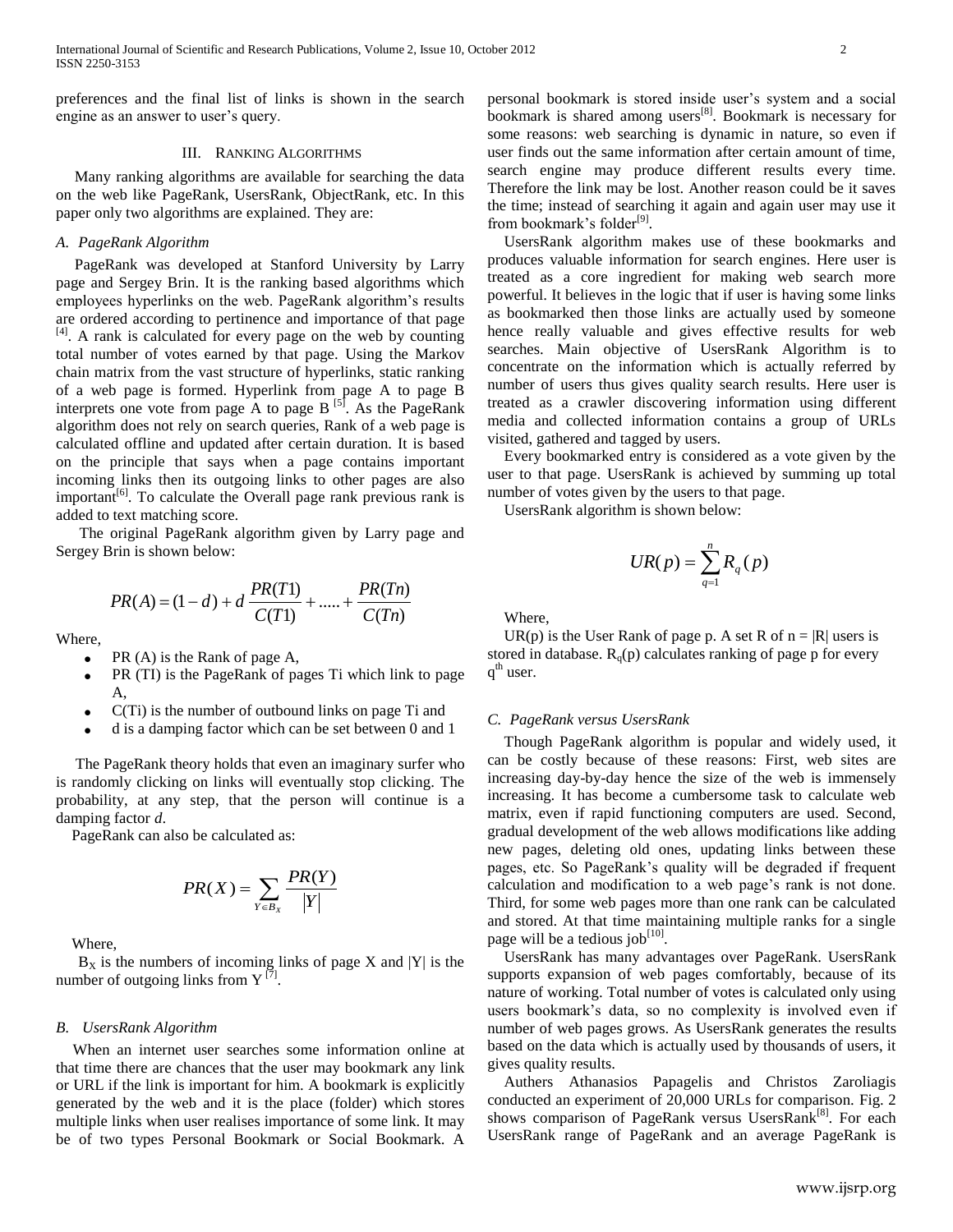preferences and the final list of links is shown in the search engine as an answer to user's query.

## III. Ranking Algorithms

Many ranking algorithms are available for searching the data on the web like PageRank, UsersRank, ObjectRank, etc. In this paper only two algorithms are explained. They are:

### *A. PageRank Algorithm*

PageRank was developed at Stanford University by Larry page and Sergey Brin. It is the ranking based algorithms which employees hyperlinks on the web. PageRank algorithm's results are ordered according to pertinence and importance of that page [4]. A rank is calculated for every page on the web by counting total number of votes earned by that page. Using the Markov chain matrix from the vast structure of hyperlinks, static ranking of a web page is formed. Hyperlink from page A to page B interprets one vote from page A to page B [5]. As the PageRank algorithm does not rely on search queries, Rank of a web page is calculated offline and updated after certain duration. It is based on the principle that says when a page contains important incoming links then its outgoing links to other pages are also important[6]. To calculate the Overall page rank previous rank is added to text matching score.

The original PageRank algorithm given by Larry page and Sergey Brin is shown below:

$$PR(A) = (1-d) + d\,\frac{PR(T1)}{C(T1)} + ..... + \frac{PR(Tn)}{C(Tn)}$$

Where,

- PR (A) is the Rank of page A,
- PR (TI) is the PageRank of pages Ti which link to page A,
- C(Ti) is the number of outbound links on page Ti and
- d is a damping factor which can be set between 0 and 1

The PageRank theory holds that even an imaginary surfer who is randomly clicking on links will eventually stop clicking. The probability, at any step, that the person will continue is a damping factor *d*.

PageRank can also be calculated as:

$$PR(X) = \sum_{Y \in B_X} \frac{PR(Y)}{|Y|}$$

Where,

$B_X$ is the numbers of incoming links of page X and |Y| is the number of outgoing links from Y [7].

### *B. UsersRank Algorithm*

When an internet user searches some information online at that time there are chances that the user may bookmark any link or URL if the link is important for him. A bookmark is explicitly generated by the web and it is the place (folder) which stores multiple links when user realises importance of some link. It may be of two types Personal Bookmark or Social Bookmark. A personal bookmark is stored inside user's system and a social bookmark is shared among users[8]. Bookmark is necessary for some reasons: web searching is dynamic in nature, so even if user finds out the same information after certain amount of time, search engine may produce different results every time. Therefore the link may be lost. Another reason could be it saves the time; instead of searching it again and again user may use it from bookmark's folder[9].

UsersRank algorithm makes use of these bookmarks and produces valuable information for search engines. Here user is treated as a core ingredient for making web search more powerful. It believes in the logic that if user is having some links as bookmarked then those links are actually used by someone hence really valuable and gives effective results for web searches. Main objective of UsersRank Algorithm is to concentrate on the information which is actually referred by number of users thus gives quality search results. Here user is treated as a crawler discovering information using different media and collected information contains a group of URLs visited, gathered and tagged by users.

Every bookmarked entry is considered as a vote given by the user to that page. UsersRank is achieved by summing up total number of votes given by the users to that page.

UsersRank algorithm is shown below:

$$UR(p) = \sum_{q=1}^{n} R_q(p)$$

Where,

UR(p) is the User Rank of page p. A set R of n = |R| users is stored in database. $R_q(p)$ calculates ranking of page p for every $q^{th}$ user.

### *C. PageRank versus UsersRank*

Though PageRank algorithm is popular and widely used, it can be costly because of these reasons: First, web sites are increasing day-by-day hence the size of the web is immensely increasing. It has become a cumbersome task to calculate web matrix, even if rapid functioning computers are used. Second, gradual development of the web allows modifications like adding new pages, deleting old ones, updating links between these pages, etc. So PageRank's quality will be degraded if frequent calculation and modification to a web page's rank is not done. Third, for some web pages more than one rank can be calculated and stored. At that time maintaining multiple ranks for a single page will be a tedious job[10].

UsersRank has many advantages over PageRank. UsersRank supports expansion of web pages comfortably, because of its nature of working. Total number of votes is calculated only using users bookmark's data, so no complexity is involved even if number of web pages grows. As UsersRank generates the results based on the data which is actually used by thousands of users, it gives quality results.

Authers Athanasios Papagelis and Christos Zaroliagis conducted an experiment of 20,000 URLs for comparison. Fig. 2 shows comparison of PageRank versus UsersRank[8]. For each UsersRank range of PageRank and an average PageRank is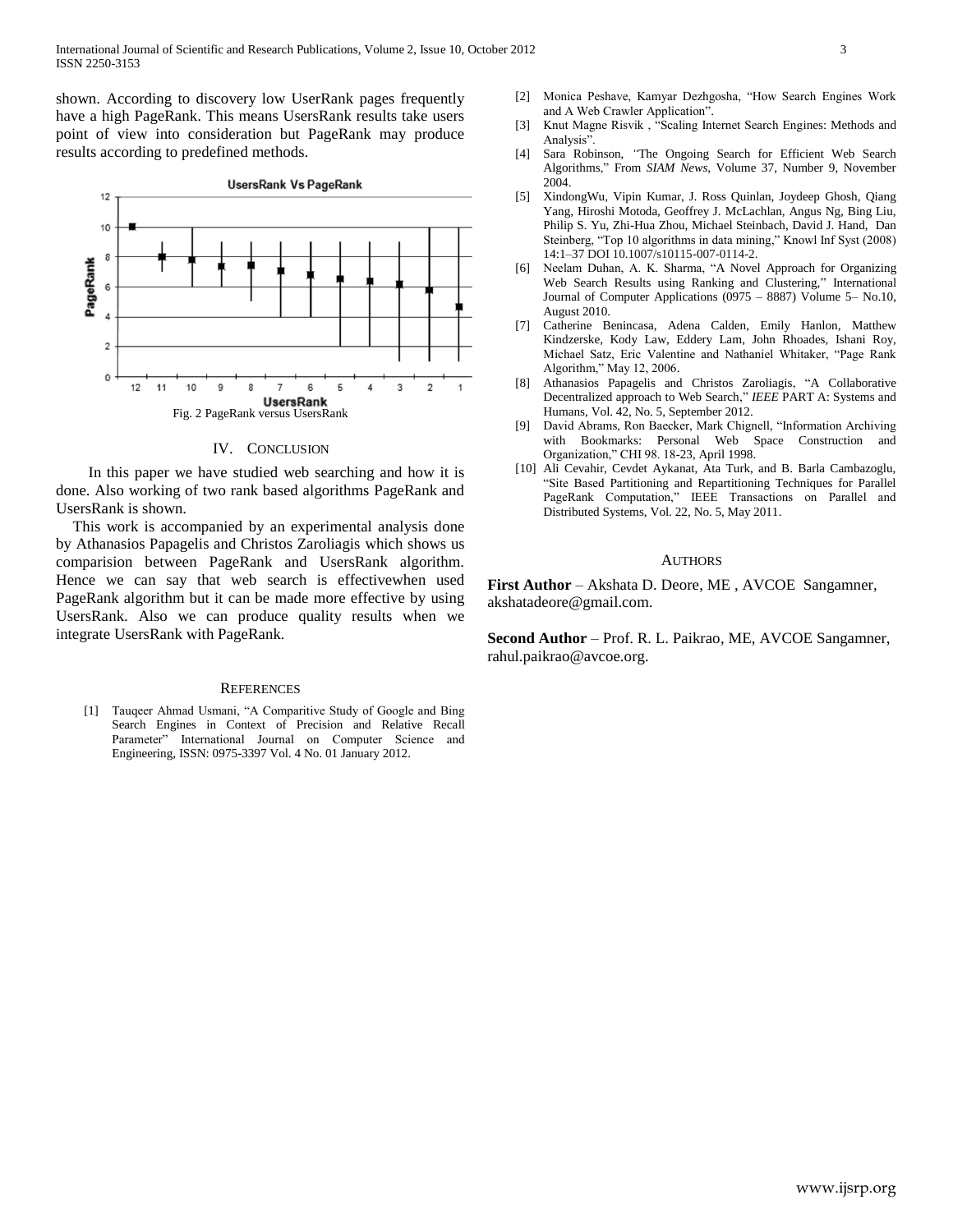shown. According to discovery low UserRank pages frequently have a high PageRank. This means UsersRank results take users point of view into consideration but PageRank may produce results according to predefined methods.

UsersRank Vs PageRank

PageRank

12
10
8
6
4
2
0

12 11 10 9 8 7 6 5 4 3 2 1

UsersRank

Fig. 2 PageRank versus UsersRank

## IV. Conclusion

In this paper we have studied web searching and how it is done. Also working of two rank based algorithms PageRank and UsersRank is shown.

This work is accompanied by an experimental analysis done by Athanasios Papagelis and Christos Zaroliagis which shows us comparision between PageRank and UsersRank algorithm. Hence we can say that web search is effectivewhen used PageRank algorithm but it can be made more effective by using UsersRank. Also we can produce quality results when we integrate UsersRank with PageRank.

## References

[1] Tauqeer Ahmad Usmani, "A Comparitive Study of Google and Bing Search Engines in Context of Precision and Relative Recall Parameter" International Journal on Computer Science and Engineering, ISSN: 0975-3397 Vol. 4 No. 01 January 2012.

[2] Monica Peshave, Kamyar Dezhgosha, "How Search Engines Work and A Web Crawler Application".

[3] Knut Magne Risvik , "Scaling Internet Search Engines: Methods and Analysis".

[4] Sara Robinson, "The Ongoing Search for Efficient Web Search Algorithms," From *SIAM News*, Volume 37, Number 9, November 2004.

[5] XindongWu, Vipin Kumar, J. Ross Quinlan, Joydeep Ghosh, Qiang Yang, Hiroshi Motoda, Geoffrey J. McLachlan, Angus Ng, Bing Liu, Philip S. Yu, Zhi-Hua Zhou, Michael Steinbach, David J. Hand, Dan Steinberg, "Top 10 algorithms in data mining," Knowl Inf Syst (2008) 14:1–37 DOI 10.1007/s10115-007-0114-2.

[6] Neelam Duhan, A. K. Sharma, "A Novel Approach for Organizing Web Search Results using Ranking and Clustering," International Journal of Computer Applications (0975 – 8887) Volume 5– No.10, August 2010.

[7] Catherine Benincasa, Adena Calden, Emily Hanlon, Matthew Kindzerske, Kody Law, Eddery Lam, John Rhoades, Ishani Roy, Michael Satz, Eric Valentine and Nathaniel Whitaker, "Page Rank Algorithm," May 12, 2006.

[8] Athanasios Papagelis and Christos Zaroliagis, "A Collaborative Decentralized approach to Web Search," *IEEE* PART A: Systems and Humans, Vol. 42, No. 5, September 2012.

[9] David Abrams, Ron Baecker, Mark Chignell, "Information Archiving with Bookmarks: Personal Web Space Construction and Organization," CHI 98. 18-23, April 1998.

[10] Ali Cevahir, Cevdet Aykanat, Ata Turk, and B. Barla Cambazoglu, "Site Based Partitioning and Repartitioning Techniques for Parallel PageRank Computation," IEEE Transactions on Parallel and Distributed Systems, Vol. 22, No. 5, May 2011.

## Authors

**First Author** – Akshata D. Deore, ME , AVCOE Sangamner, akshatadeore@gmail.com.

**Second Author** – Prof. R. L. Paikrao, ME, AVCOE Sangamner, rahul.paikrao@avcoe.org.